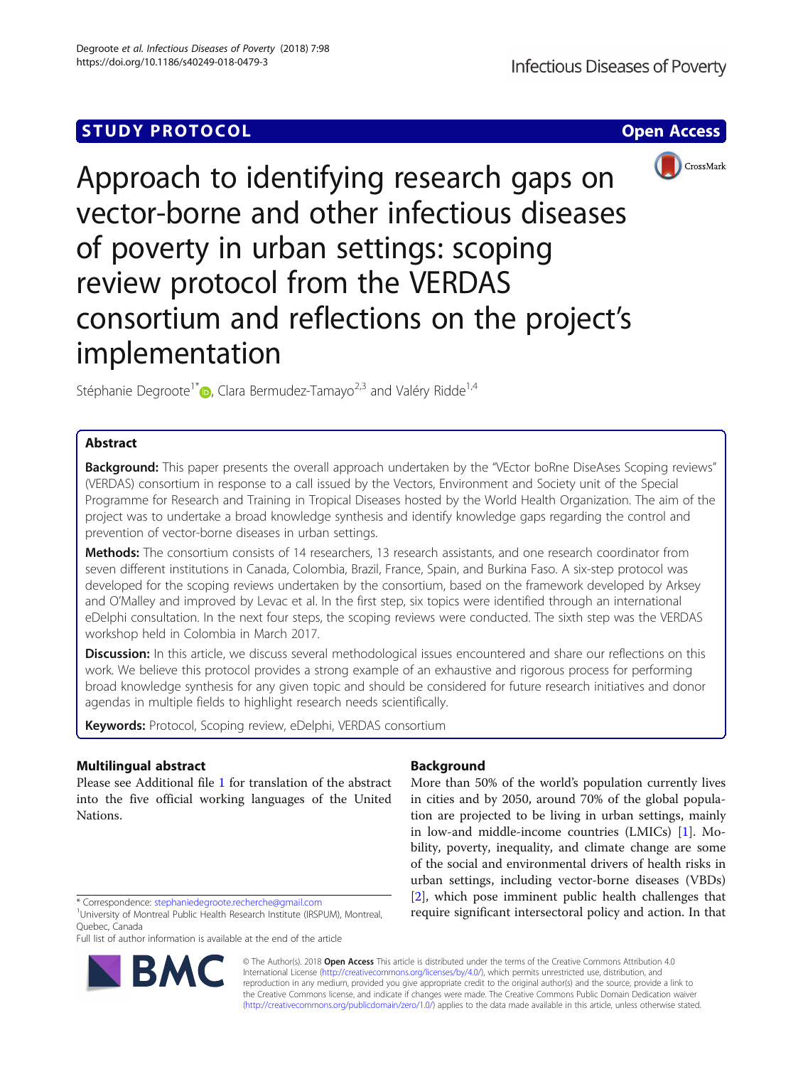STUDY PROTOCOL

Open Access

# Approach to identifying research gaps on vector-borne and other infectious diseases of poverty in urban settings: scoping review protocol from the VERDAS consortium and reflections on the project's implementation

Stéphanie Degroote[1*], Clara Bermudez-Tamayo[2,3] and Valéry Ridde[1,4]

## Abstract

**Background:** This paper presents the overall approach undertaken by the "VEctor boRne DiseAses Scoping reviews" (VERDAS) consortium in response to a call issued by the Vectors, Environment and Society unit of the Special Programme for Research and Training in Tropical Diseases hosted by the World Health Organization. The aim of the project was to undertake a broad knowledge synthesis and identify knowledge gaps regarding the control and prevention of vector-borne diseases in urban settings.

**Methods:** The consortium consists of 14 researchers, 13 research assistants, and one research coordinator from seven different institutions in Canada, Colombia, Brazil, France, Spain, and Burkina Faso. A six-step protocol was developed for the scoping reviews undertaken by the consortium, based on the framework developed by Arksey and O'Malley and improved by Levac et al. In the first step, six topics were identified through an international eDelphi consultation. In the next four steps, the scoping reviews were conducted. The sixth step was the VERDAS workshop held in Colombia in March 2017.

**Discussion:** In this article, we discuss several methodological issues encountered and share our reflections on this work. We believe this protocol provides a strong example of an exhaustive and rigorous process for performing broad knowledge synthesis for any given topic and should be considered for future research initiatives and donor agendas in multiple fields to highlight research needs scientifically.

**Keywords:** Protocol, Scoping review, eDelphi, VERDAS consortium

## Multilingual abstract

Please see Additional file 1 for translation of the abstract into the five official working languages of the United Nations.

## Background

More than 50% of the world's population currently lives in cities and by 2050, around 70% of the global population are projected to be living in urban settings, mainly in low-and middle-income countries (LMICs) [1]. Mobility, poverty, inequality, and climate change are some of the social and environmental drivers of health risks in urban settings, including vector-borne diseases (VBDs) [2], which pose imminent public health challenges that require significant intersectoral policy and action. In that

* Correspondence: stephaniedegroote.recherche@gmail.com
[1]University of Montreal Public Health Research Institute (IRSPUM), Montreal, Quebec, Canada
Full list of author information is available at the end of the article

© The Author(s). 2018 **Open Access** This article is distributed under the terms of the Creative Commons Attribution 4.0 International License (http://creativecommons.org/licenses/by/4.0/), which permits unrestricted use, distribution, and reproduction in any medium, provided you give appropriate credit to the original author(s) and the source, provide a link to the Creative Commons license, and indicate if changes were made. The Creative Commons Public Domain Dedication waiver (http://creativecommons.org/publicdomain/zero/1.0/) applies to the data made available in this article, unless otherwise stated.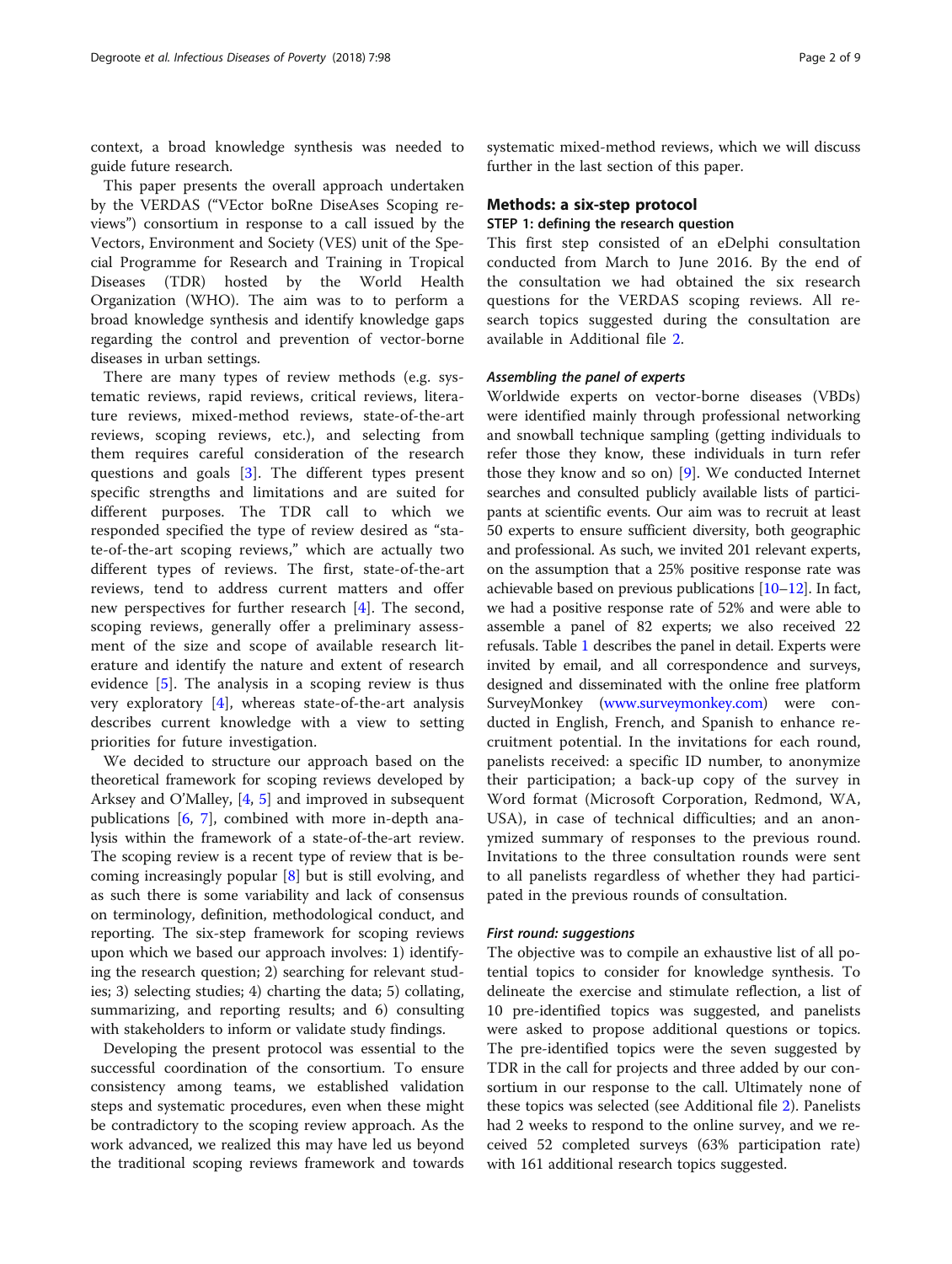context, a broad knowledge synthesis was needed to guide future research.

This paper presents the overall approach undertaken by the VERDAS ("VEctor boRne DiseAses Scoping reviews") consortium in response to a call issued by the Vectors, Environment and Society (VES) unit of the Special Programme for Research and Training in Tropical Diseases (TDR) hosted by the World Health Organization (WHO). The aim was to to perform a broad knowledge synthesis and identify knowledge gaps regarding the control and prevention of vector-borne diseases in urban settings.

There are many types of review methods (e.g. systematic reviews, rapid reviews, critical reviews, literature reviews, mixed-method reviews, state-of-the-art reviews, scoping reviews, etc.), and selecting from them requires careful consideration of the research questions and goals [3]. The different types present specific strengths and limitations and are suited for different purposes. The TDR call to which we responded specified the type of review desired as "state-of-the-art scoping reviews," which are actually two different types of reviews. The first, state-of-the-art reviews, tend to address current matters and offer new perspectives for further research [4]. The second, scoping reviews, generally offer a preliminary assessment of the size and scope of available research literature and identify the nature and extent of research evidence [5]. The analysis in a scoping review is thus very exploratory [4], whereas state-of-the-art analysis describes current knowledge with a view to setting priorities for future investigation.

We decided to structure our approach based on the theoretical framework for scoping reviews developed by Arksey and O'Malley, [4, 5] and improved in subsequent publications [6, 7], combined with more in-depth analysis within the framework of a state-of-the-art review. The scoping review is a recent type of review that is becoming increasingly popular [8] but is still evolving, and as such there is some variability and lack of consensus on terminology, definition, methodological conduct, and reporting. The six-step framework for scoping reviews upon which we based our approach involves: 1) identifying the research question; 2) searching for relevant studies; 3) selecting studies; 4) charting the data; 5) collating, summarizing, and reporting results; and 6) consulting with stakeholders to inform or validate study findings.

Developing the present protocol was essential to the successful coordination of the consortium. To ensure consistency among teams, we established validation steps and systematic procedures, even when these might be contradictory to the scoping review approach. As the work advanced, we realized this may have led us beyond the traditional scoping reviews framework and towards systematic mixed-method reviews, which we will discuss further in the last section of this paper.

## Methods: a six-step protocol

### STEP 1: defining the research question

This first step consisted of an eDelphi consultation conducted from March to June 2016. By the end of the consultation we had obtained the six research questions for the VERDAS scoping reviews. All research topics suggested during the consultation are available in Additional file 2.

#### *Assembling the panel of experts*

Worldwide experts on vector-borne diseases (VBDs) were identified mainly through professional networking and snowball technique sampling (getting individuals to refer those they know, these individuals in turn refer those they know and so on) [9]. We conducted Internet searches and consulted publicly available lists of participants at scientific events. Our aim was to recruit at least 50 experts to ensure sufficient diversity, both geographic and professional. As such, we invited 201 relevant experts, on the assumption that a 25% positive response rate was achievable based on previous publications [10–12]. In fact, we had a positive response rate of 52% and were able to assemble a panel of 82 experts; we also received 22 refusals. Table 1 describes the panel in detail. Experts were invited by email, and all correspondence and surveys, designed and disseminated with the online free platform SurveyMonkey (www.surveymonkey.com) were conducted in English, French, and Spanish to enhance recruitment potential. In the invitations for each round, panelists received: a specific ID number, to anonymize their participation; a back-up copy of the survey in Word format (Microsoft Corporation, Redmond, WA, USA), in case of technical difficulties; and an anonymized summary of responses to the previous round. Invitations to the three consultation rounds were sent to all panelists regardless of whether they had participated in the previous rounds of consultation.

#### *First round: suggestions*

The objective was to compile an exhaustive list of all potential topics to consider for knowledge synthesis. To delineate the exercise and stimulate reflection, a list of 10 pre-identified topics was suggested, and panelists were asked to propose additional questions or topics. The pre-identified topics were the seven suggested by TDR in the call for projects and three added by our consortium in our response to the call. Ultimately none of these topics was selected (see Additional file 2). Panelists had 2 weeks to respond to the online survey, and we received 52 completed surveys (63% participation rate) with 161 additional research topics suggested.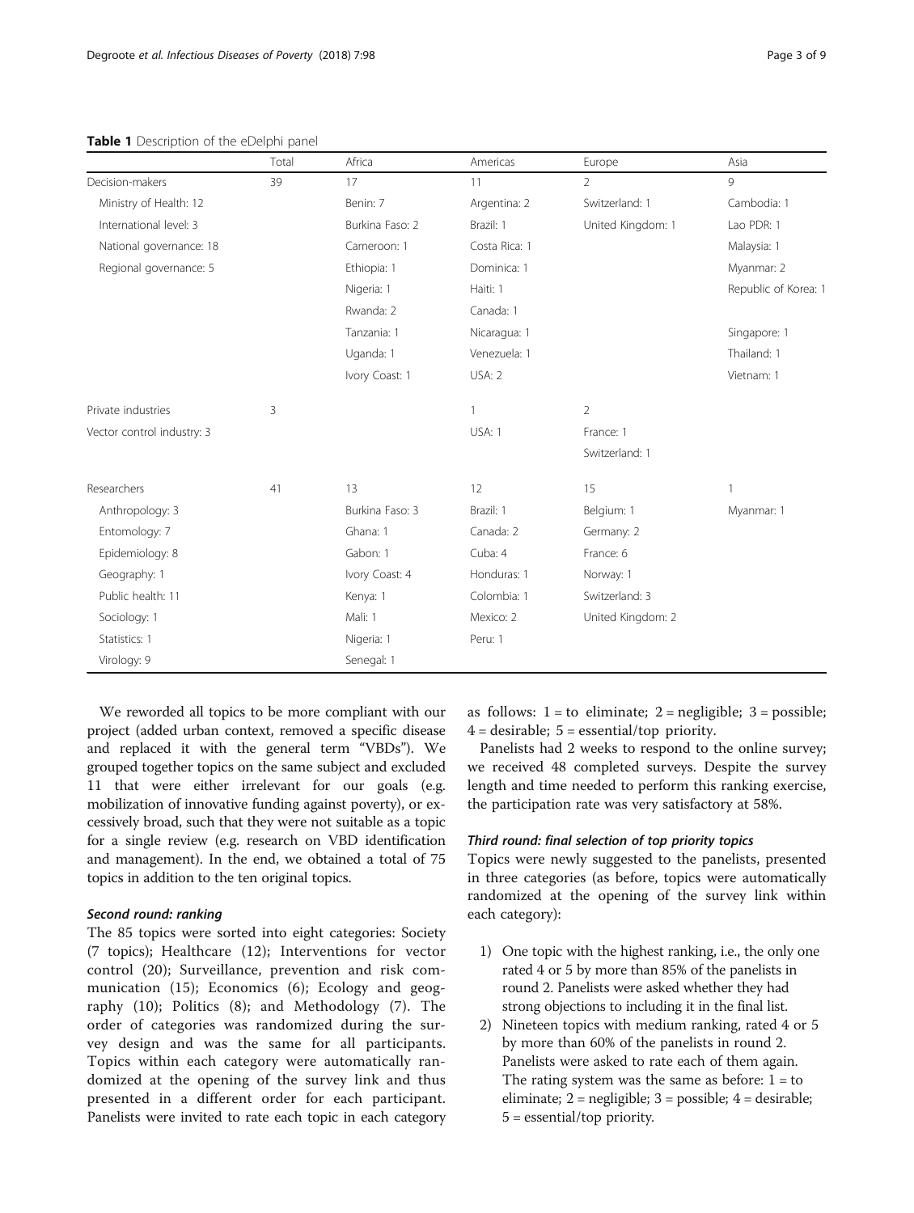**Table 1** Description of the eDelphi panel

| | Total | Africa | Americas | Europe | Asia |
|---|---|---|---|---|---|
| Decision-makers | 39 | 17 | 11 | 2 | 9 |
| Ministry of Health: 12 | | Benin: 7 | Argentina: 2 | Switzerland: 1 | Cambodia: 1 |
| International level: 3 | | Burkina Faso: 2 | Brazil: 1 | United Kingdom: 1 | Lao PDR: 1 |
| National governance: 18 | | Cameroon: 1 | Costa Rica: 1 | | Malaysia: 1 |
| Regional governance: 5 | | Ethiopia: 1 | Dominica: 1 | | Myanmar: 2 |
| | | Nigeria: 1 | Haiti: 1 | | Republic of Korea: 1 |
| | | Rwanda: 2 | Canada: 1 | | |
| | | Tanzania: 1 | Nicaragua: 1 | | Singapore: 1 |
| | | Uganda: 1 | Venezuela: 1 | | Thailand: 1 |
| | | Ivory Coast: 1 | USA: 2 | | Vietnam: 1 |
| Private industries | 3 | | 1 | 2 | |
| Vector control industry: 3 | | | USA: 1 | France: 1 | |
| | | | | Switzerland: 1 | |
| Researchers | 41 | 13 | 12 | 15 | 1 |
| Anthropology: 3 | | Burkina Faso: 3 | Brazil: 1 | Belgium: 1 | Myanmar: 1 |
| Entomology: 7 | | Ghana: 1 | Canada: 2 | Germany: 2 | |
| Epidemiology: 8 | | Gabon: 1 | Cuba: 4 | France: 6 | |
| Geography: 1 | | Ivory Coast: 4 | Honduras: 1 | Norway: 1 | |
| Public health: 11 | | Kenya: 1 | Colombia: 1 | Switzerland: 3 | |
| Sociology: 1 | | Mali: 1 | Mexico: 2 | United Kingdom: 2 | |
| Statistics: 1 | | Nigeria: 1 | Peru: 1 | | |
| Virology: 9 | | Senegal: 1 | | | |

We reworded all topics to be more compliant with our project (added urban context, removed a specific disease and replaced it with the general term "VBDs"). We grouped together topics on the same subject and excluded 11 that were either irrelevant for our goals (e.g. mobilization of innovative funding against poverty), or excessively broad, such that they were not suitable as a topic for a single review (e.g. research on VBD identification and management). In the end, we obtained a total of 75 topics in addition to the ten original topics.

#### *Second round: ranking*

The 85 topics were sorted into eight categories: Society (7 topics); Healthcare (12); Interventions for vector control (20); Surveillance, prevention and risk communication (15); Economics (6); Ecology and geography (10); Politics (8); and Methodology (7). The order of categories was randomized during the survey design and was the same for all participants. Topics within each category were automatically randomized at the opening of the survey link and thus presented in a different order for each participant. Panelists were invited to rate each topic in each category as follows: 1 = to eliminate; 2 = negligible; 3 = possible; 4 = desirable; 5 = essential/top priority.

Panelists had 2 weeks to respond to the online survey; we received 48 completed surveys. Despite the survey length and time needed to perform this ranking exercise, the participation rate was very satisfactory at 58%.

#### *Third round: final selection of top priority topics*

Topics were newly suggested to the panelists, presented in three categories (as before, topics were automatically randomized at the opening of the survey link within each category):

1) One topic with the highest ranking, i.e., the only one rated 4 or 5 by more than 85% of the panelists in round 2. Panelists were asked whether they had strong objections to including it in the final list.
2) Nineteen topics with medium ranking, rated 4 or 5 by more than 60% of the panelists in round 2. Panelists were asked to rate each of them again. The rating system was the same as before: 1 = to eliminate; 2 = negligible; 3 = possible; 4 = desirable; 5 = essential/top priority.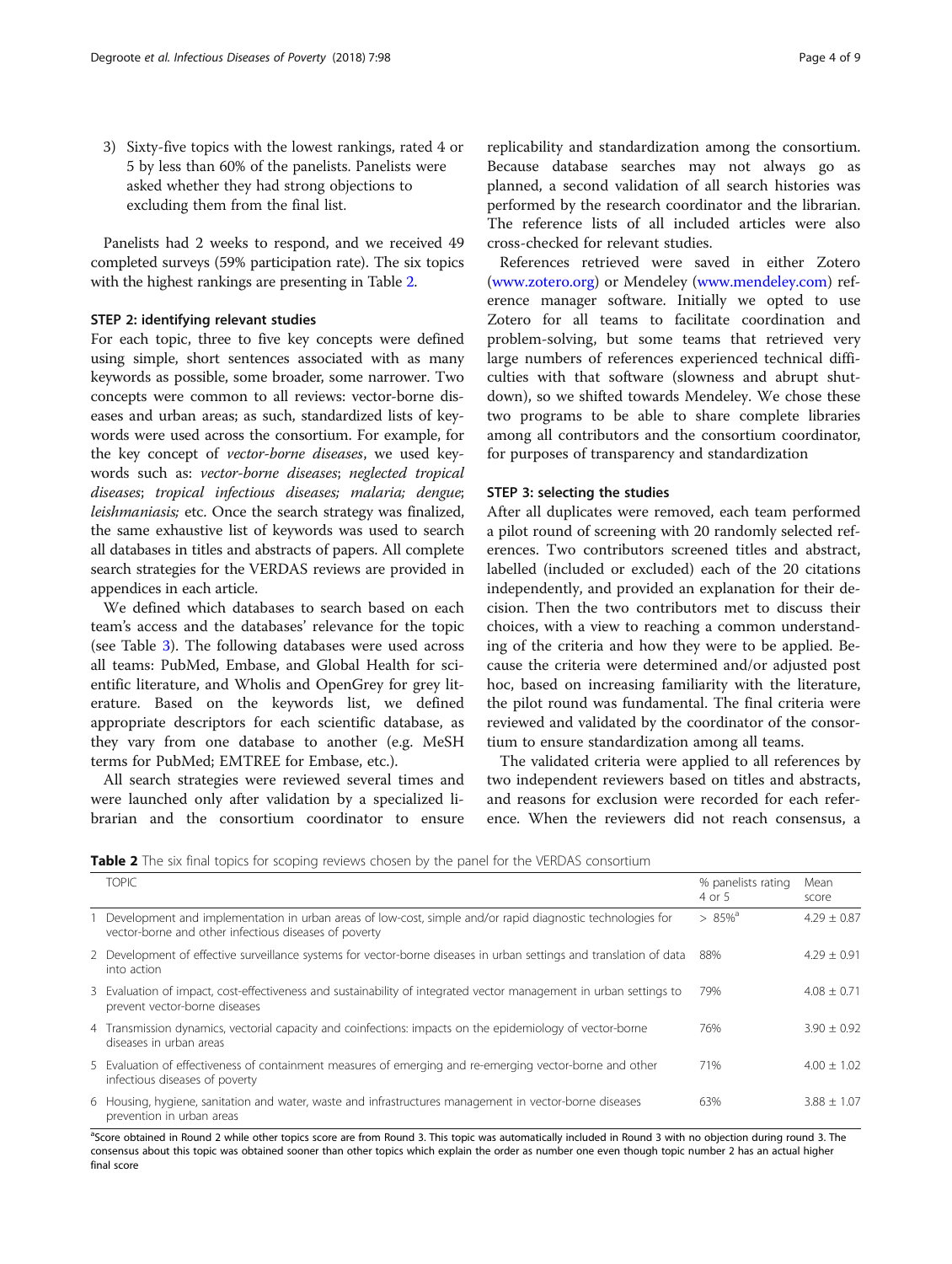3) Sixty-five topics with the lowest rankings, rated 4 or 5 by less than 60% of the panelists. Panelists were asked whether they had strong objections to excluding them from the final list.

Panelists had 2 weeks to respond, and we received 49 completed surveys (59% participation rate). The six topics with the highest rankings are presenting in Table 2.

#### STEP 2: identifying relevant studies

For each topic, three to five key concepts were defined using simple, short sentences associated with as many keywords as possible, some broader, some narrower. Two concepts were common to all reviews: vector-borne diseases and urban areas; as such, standardized lists of keywords were used across the consortium. For example, for the key concept of *vector-borne diseases*, we used keywords such as: *vector-borne diseases*; *neglected tropical diseases*; *tropical infectious diseases; malaria; dengue*; *leishmaniasis;* etc. Once the search strategy was finalized, the same exhaustive list of keywords was used to search all databases in titles and abstracts of papers. All complete search strategies for the VERDAS reviews are provided in appendices in each article.

We defined which databases to search based on each team's access and the databases' relevance for the topic (see Table 3). The following databases were used across all teams: PubMed, Embase, and Global Health for scientific literature, and Wholis and OpenGrey for grey literature. Based on the keywords list, we defined appropriate descriptors for each scientific database, as they vary from one database to another (e.g. MeSH terms for PubMed; EMTREE for Embase, etc.).

All search strategies were reviewed several times and were launched only after validation by a specialized librarian and the consortium coordinator to ensure replicability and standardization among the consortium. Because database searches may not always go as planned, a second validation of all search histories was performed by the research coordinator and the librarian. The reference lists of all included articles were also cross-checked for relevant studies.

References retrieved were saved in either Zotero (www.zotero.org) or Mendeley (www.mendeley.com) reference manager software. Initially we opted to use Zotero for all teams to facilitate coordination and problem-solving, but some teams that retrieved very large numbers of references experienced technical difficulties with that software (slowness and abrupt shutdown), so we shifted towards Mendeley. We chose these two programs to be able to share complete libraries among all contributors and the consortium coordinator, for purposes of transparency and standardization

#### STEP 3: selecting the studies

After all duplicates were removed, each team performed a pilot round of screening with 20 randomly selected references. Two contributors screened titles and abstract, labelled (included or excluded) each of the 20 citations independently, and provided an explanation for their decision. Then the two contributors met to discuss their choices, with a view to reaching a common understanding of the criteria and how they were to be applied. Because the criteria were determined and/or adjusted post hoc, based on increasing familiarity with the literature, the pilot round was fundamental. The final criteria were reviewed and validated by the coordinator of the consortium to ensure standardization among all teams.

The validated criteria were applied to all references by two independent reviewers based on titles and abstracts, and reasons for exclusion were recorded for each reference. When the reviewers did not reach consensus, a

**Table 2** The six final topics for scoping reviews chosen by the panel for the VERDAS consortium

| | TOPIC | % panelists rating 4 or 5 | Mean score |
|---|---|---|---|
| 1 | Development and implementation in urban areas of low-cost, simple and/or rapid diagnostic technologies for vector-borne and other infectious diseases of poverty | > 85%[a] | 4.29 ± 0.87 |
| 2 | Development of effective surveillance systems for vector-borne diseases in urban settings and translation of data into action | 88% | 4.29 ± 0.91 |
| 3 | Evaluation of impact, cost-effectiveness and sustainability of integrated vector management in urban settings to prevent vector-borne diseases | 79% | 4.08 ± 0.71 |
| 4 | Transmission dynamics, vectorial capacity and coinfections: impacts on the epidemiology of vector-borne diseases in urban areas | 76% | 3.90 ± 0.92 |
| 5 | Evaluation of effectiveness of containment measures of emerging and re-emerging vector-borne and other infectious diseases of poverty | 71% | 4.00 ± 1.02 |
| 6 | Housing, hygiene, sanitation and water, waste and infrastructures management in vector-borne diseases prevention in urban areas | 63% | 3.88 ± 1.07 |

[a]Score obtained in Round 2 while other topics score are from Round 3. This topic was automatically included in Round 3 with no objection during round 3. The consensus about this topic was obtained sooner than other topics which explain the order as number one even though topic number 2 has an actual higher final score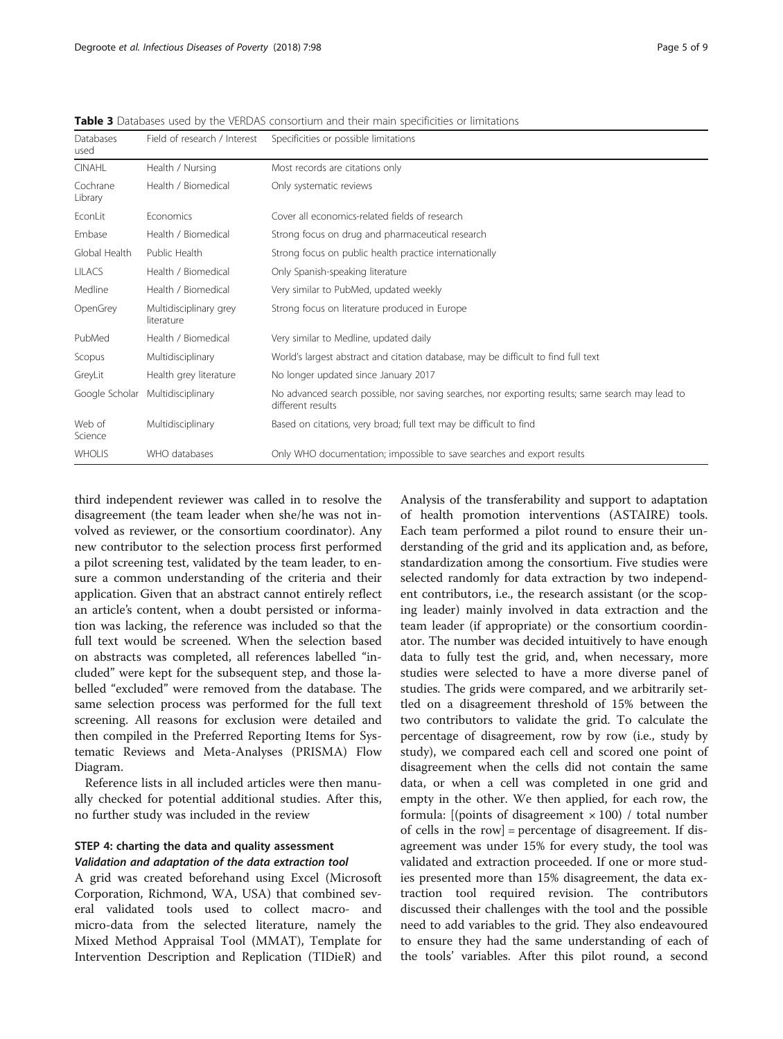**Table 3** Databases used by the VERDAS consortium and their main specificities or limitations

| Databases used | Field of research / Interest | Specificities or possible limitations |
|---|---|---|
| CINAHL | Health / Nursing | Most records are citations only |
| Cochrane Library | Health / Biomedical | Only systematic reviews |
| EconLit | Economics | Cover all economics-related fields of research |
| Embase | Health / Biomedical | Strong focus on drug and pharmaceutical research |
| Global Health | Public Health | Strong focus on public health practice internationally |
| LILACS | Health / Biomedical | Only Spanish-speaking literature |
| Medline | Health / Biomedical | Very similar to PubMed, updated weekly |
| OpenGrey | Multidisciplinary grey literature | Strong focus on literature produced in Europe |
| PubMed | Health / Biomedical | Very similar to Medline, updated daily |
| Scopus | Multidisciplinary | World's largest abstract and citation database, may be difficult to find full text |
| GreyLit | Health grey literature | No longer updated since January 2017 |
| Google Scholar | Multidisciplinary | No advanced search possible, nor saving searches, nor exporting results; same search may lead to different results |
| Web of Science | Multidisciplinary | Based on citations, very broad; full text may be difficult to find |
| WHOLIS | WHO databases | Only WHO documentation; impossible to save searches and export results |

third independent reviewer was called in to resolve the disagreement (the team leader when she/he was not involved as reviewer, or the consortium coordinator). Any new contributor to the selection process first performed a pilot screening test, validated by the team leader, to ensure a common understanding of the criteria and their application. Given that an abstract cannot entirely reflect an article's content, when a doubt persisted or information was lacking, the reference was included so that the full text would be screened. When the selection based on abstracts was completed, all references labelled "included" were kept for the subsequent step, and those labelled "excluded" were removed from the database. The same selection process was performed for the full text screening. All reasons for exclusion were detailed and then compiled in the Preferred Reporting Items for Systematic Reviews and Meta-Analyses (PRISMA) Flow Diagram.

Reference lists in all included articles were then manually checked for potential additional studies. After this, no further study was included in the review

### STEP 4: charting the data and quality assessment

#### *Validation and adaptation of the data extraction tool*

A grid was created beforehand using Excel (Microsoft Corporation, Richmond, WA, USA) that combined several validated tools used to collect macro- and micro-data from the selected literature, namely the Mixed Method Appraisal Tool (MMAT), Template for Intervention Description and Replication (TIDieR) and Analysis of the transferability and support to adaptation of health promotion interventions (ASTAIRE) tools. Each team performed a pilot round to ensure their understanding of the grid and its application and, as before, standardization among the consortium. Five studies were selected randomly for data extraction by two independent contributors, i.e., the research assistant (or the scoping leader) mainly involved in data extraction and the team leader (if appropriate) or the consortium coordinator. The number was decided intuitively to have enough data to fully test the grid, and, when necessary, more studies were selected to have a more diverse panel of studies. The grids were compared, and we arbitrarily settled on a disagreement threshold of 15% between the two contributors to validate the grid. To calculate the percentage of disagreement, row by row (i.e., study by study), we compared each cell and scored one point of disagreement when the cells did not contain the same data, or when a cell was completed in one grid and empty in the other. We then applied, for each row, the formula: [(points of disagreement $\times$ 100) / total number of cells in the row] = percentage of disagreement. If disagreement was under 15% for every study, the tool was validated and extraction proceeded. If one or more studies presented more than 15% disagreement, the data extraction tool required revision. The contributors discussed their challenges with the tool and the possible need to add variables to the grid. They also endeavoured to ensure they had the same understanding of each of the tools' variables. After this pilot round, a second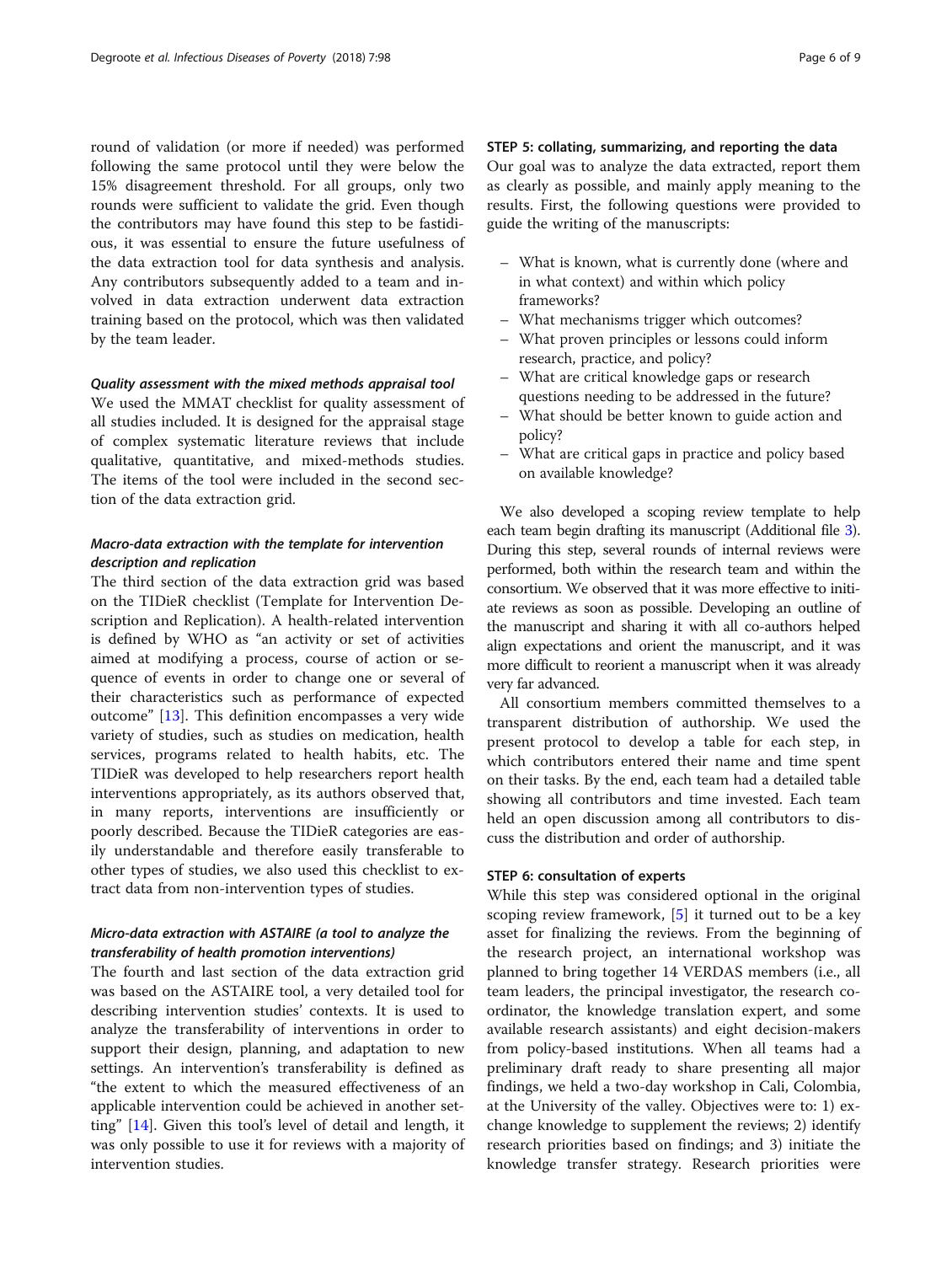round of validation (or more if needed) was performed following the same protocol until they were below the 15% disagreement threshold. For all groups, only two rounds were sufficient to validate the grid. Even though the contributors may have found this step to be fastidious, it was essential to ensure the future usefulness of the data extraction tool for data synthesis and analysis. Any contributors subsequently added to a team and involved in data extraction underwent data extraction training based on the protocol, which was then validated by the team leader.

#### *Quality assessment with the mixed methods appraisal tool*

We used the MMAT checklist for quality assessment of all studies included. It is designed for the appraisal stage of complex systematic literature reviews that include qualitative, quantitative, and mixed-methods studies. The items of the tool were included in the second section of the data extraction grid.

### *Macro-data extraction with the template for intervention description and replication*

The third section of the data extraction grid was based on the TIDieR checklist (Template for Intervention Description and Replication). A health-related intervention is defined by WHO as "an activity or set of activities aimed at modifying a process, course of action or sequence of events in order to change one or several of their characteristics such as performance of expected outcome" [13]. This definition encompasses a very wide variety of studies, such as studies on medication, health services, programs related to health habits, etc. The TIDieR was developed to help researchers report health interventions appropriately, as its authors observed that, in many reports, interventions are insufficiently or poorly described. Because the TIDieR categories are easily understandable and therefore easily transferable to other types of studies, we also used this checklist to extract data from non-intervention types of studies.

### *Micro-data extraction with ASTAIRE (a tool to analyze the transferability of health promotion interventions)*

The fourth and last section of the data extraction grid was based on the ASTAIRE tool, a very detailed tool for describing intervention studies' contexts. It is used to analyze the transferability of interventions in order to support their design, planning, and adaptation to new settings. An intervention's transferability is defined as "the extent to which the measured effectiveness of an applicable intervention could be achieved in another setting" [14]. Given this tool's level of detail and length, it was only possible to use it for reviews with a majority of intervention studies.

### STEP 5: collating, summarizing, and reporting the data

Our goal was to analyze the data extracted, report them as clearly as possible, and mainly apply meaning to the results. First, the following questions were provided to guide the writing of the manuscripts:

- What is known, what is currently done (where and in what context) and within which policy frameworks?
- What mechanisms trigger which outcomes?
- What proven principles or lessons could inform research, practice, and policy?
- What are critical knowledge gaps or research questions needing to be addressed in the future?
- What should be better known to guide action and policy?
- What are critical gaps in practice and policy based on available knowledge?

We also developed a scoping review template to help each team begin drafting its manuscript (Additional file 3). During this step, several rounds of internal reviews were performed, both within the research team and within the consortium. We observed that it was more effective to initiate reviews as soon as possible. Developing an outline of the manuscript and sharing it with all co-authors helped align expectations and orient the manuscript, and it was more difficult to reorient a manuscript when it was already very far advanced.

All consortium members committed themselves to a transparent distribution of authorship. We used the present protocol to develop a table for each step, in which contributors entered their name and time spent on their tasks. By the end, each team had a detailed table showing all contributors and time invested. Each team held an open discussion among all contributors to discuss the distribution and order of authorship.

### STEP 6: consultation of experts

While this step was considered optional in the original scoping review framework, [5] it turned out to be a key asset for finalizing the reviews. From the beginning of the research project, an international workshop was planned to bring together 14 VERDAS members (i.e., all team leaders, the principal investigator, the research coordinator, the knowledge translation expert, and some available research assistants) and eight decision-makers from policy-based institutions. When all teams had a preliminary draft ready to share presenting all major findings, we held a two-day workshop in Cali, Colombia, at the University of the valley. Objectives were to: 1) exchange knowledge to supplement the reviews; 2) identify research priorities based on findings; and 3) initiate the knowledge transfer strategy. Research priorities were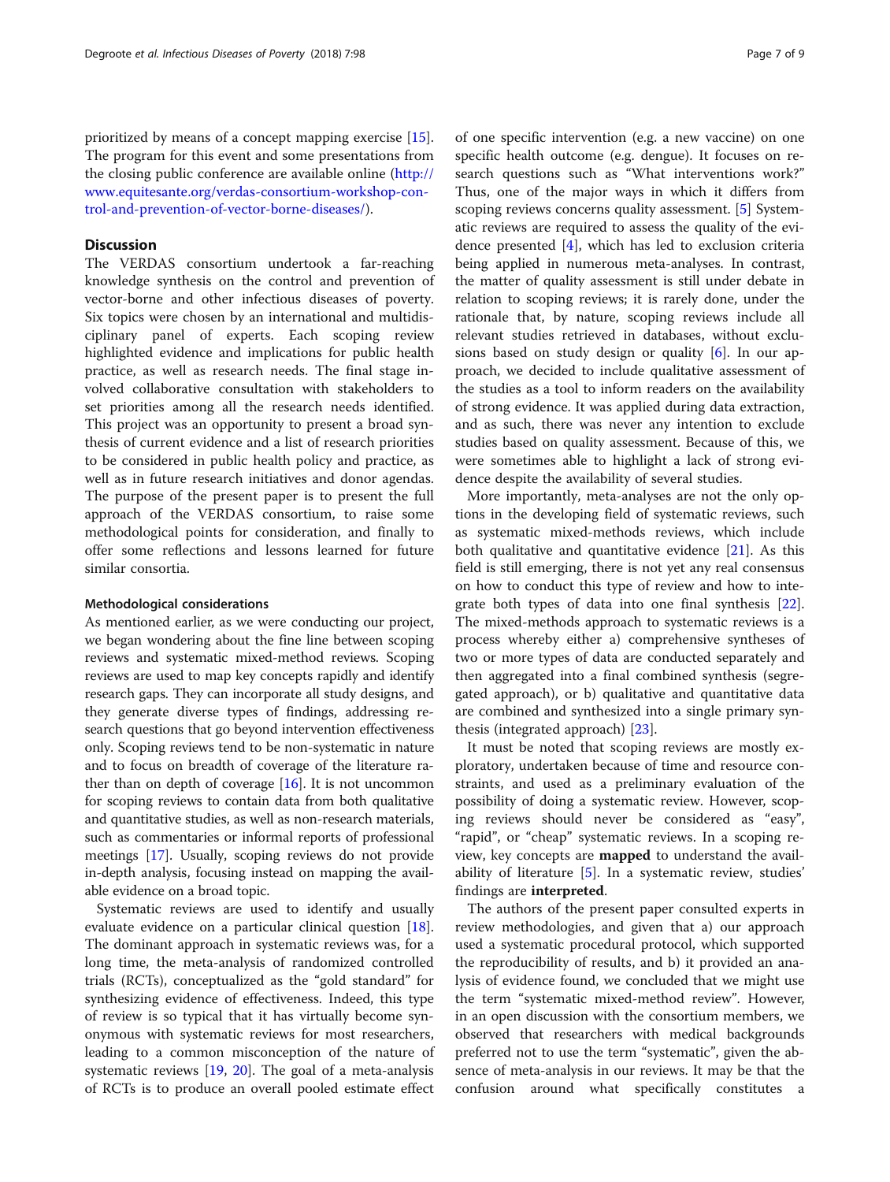prioritized by means of a concept mapping exercise [15]. The program for this event and some presentations from the closing public conference are available online (http://www.equitesante.org/verdas-consortium-workshop-control-and-prevention-of-vector-borne-diseases/).

## Discussion

The VERDAS consortium undertook a far-reaching knowledge synthesis on the control and prevention of vector-borne and other infectious diseases of poverty. Six topics were chosen by an international and multidisciplinary panel of experts. Each scoping review highlighted evidence and implications for public health practice, as well as research needs. The final stage involved collaborative consultation with stakeholders to set priorities among all the research needs identified. This project was an opportunity to present a broad synthesis of current evidence and a list of research priorities to be considered in public health policy and practice, as well as in future research initiatives and donor agendas. The purpose of the present paper is to present the full approach of the VERDAS consortium, to raise some methodological points for consideration, and finally to offer some reflections and lessons learned for future similar consortia.

### Methodological considerations

As mentioned earlier, as we were conducting our project, we began wondering about the fine line between scoping reviews and systematic mixed-method reviews. Scoping reviews are used to map key concepts rapidly and identify research gaps. They can incorporate all study designs, and they generate diverse types of findings, addressing research questions that go beyond intervention effectiveness only. Scoping reviews tend to be non-systematic in nature and to focus on breadth of coverage of the literature rather than on depth of coverage [16]. It is not uncommon for scoping reviews to contain data from both qualitative and quantitative studies, as well as non-research materials, such as commentaries or informal reports of professional meetings [17]. Usually, scoping reviews do not provide in-depth analysis, focusing instead on mapping the available evidence on a broad topic.

Systematic reviews are used to identify and usually evaluate evidence on a particular clinical question [18]. The dominant approach in systematic reviews was, for a long time, the meta-analysis of randomized controlled trials (RCTs), conceptualized as the "gold standard" for synthesizing evidence of effectiveness. Indeed, this type of review is so typical that it has virtually become synonymous with systematic reviews for most researchers, leading to a common misconception of the nature of systematic reviews [19, 20]. The goal of a meta-analysis of RCTs is to produce an overall pooled estimate effect of one specific intervention (e.g. a new vaccine) on one specific health outcome (e.g. dengue). It focuses on research questions such as "What interventions work?" Thus, one of the major ways in which it differs from scoping reviews concerns quality assessment. [5] Systematic reviews are required to assess the quality of the evidence presented [4], which has led to exclusion criteria being applied in numerous meta-analyses. In contrast, the matter of quality assessment is still under debate in relation to scoping reviews; it is rarely done, under the rationale that, by nature, scoping reviews include all relevant studies retrieved in databases, without exclusions based on study design or quality [6]. In our approach, we decided to include qualitative assessment of the studies as a tool to inform readers on the availability of strong evidence. It was applied during data extraction, and as such, there was never any intention to exclude studies based on quality assessment. Because of this, we were sometimes able to highlight a lack of strong evidence despite the availability of several studies.

More importantly, meta-analyses are not the only options in the developing field of systematic reviews, such as systematic mixed-methods reviews, which include both qualitative and quantitative evidence [21]. As this field is still emerging, there is not yet any real consensus on how to conduct this type of review and how to integrate both types of data into one final synthesis [22]. The mixed-methods approach to systematic reviews is a process whereby either a) comprehensive syntheses of two or more types of data are conducted separately and then aggregated into a final combined synthesis (segregated approach), or b) qualitative and quantitative data are combined and synthesized into a single primary synthesis (integrated approach) [23].

It must be noted that scoping reviews are mostly exploratory, undertaken because of time and resource constraints, and used as a preliminary evaluation of the possibility of doing a systematic review. However, scoping reviews should never be considered as "easy", "rapid", or "cheap" systematic reviews. In a scoping review, key concepts are **mapped** to understand the availability of literature [5]. In a systematic review, studies' findings are **interpreted**.

The authors of the present paper consulted experts in review methodologies, and given that a) our approach used a systematic procedural protocol, which supported the reproducibility of results, and b) it provided an analysis of evidence found, we concluded that we might use the term "systematic mixed-method review". However, in an open discussion with the consortium members, we observed that researchers with medical backgrounds preferred not to use the term "systematic", given the absence of meta-analysis in our reviews. It may be that the confusion around what specifically constitutes a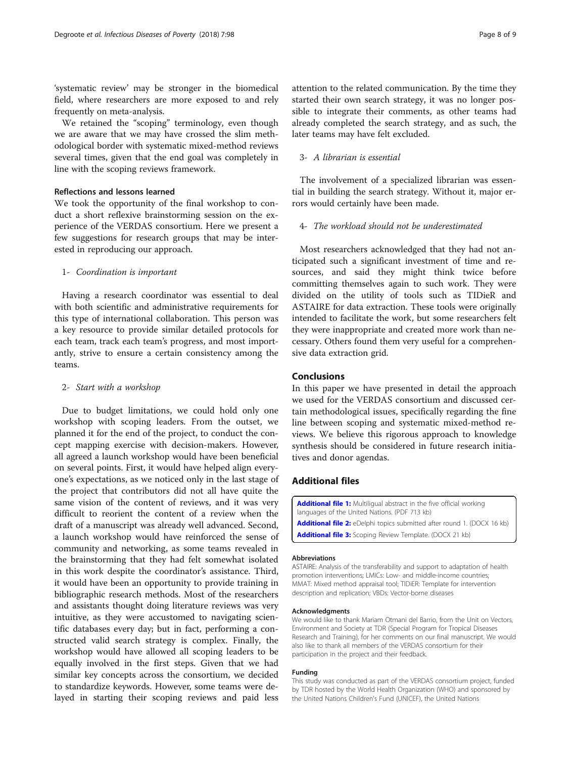'systematic review' may be stronger in the biomedical field, where researchers are more exposed to and rely frequently on meta-analysis.

We retained the "scoping" terminology, even though we are aware that we may have crossed the slim methodological border with systematic mixed-method reviews several times, given that the end goal was completely in line with the scoping reviews framework.

### Reflections and lessons learned

We took the opportunity of the final workshop to conduct a short reflexive brainstorming session on the experience of the VERDAS consortium. Here we present a few suggestions for research groups that may be interested in reproducing our approach.

1- *Coordination is important*

Having a research coordinator was essential to deal with both scientific and administrative requirements for this type of international collaboration. This person was a key resource to provide similar detailed protocols for each team, track each team's progress, and most importantly, strive to ensure a certain consistency among the teams.

2- *Start with a workshop*

Due to budget limitations, we could hold only one workshop with scoping leaders. From the outset, we planned it for the end of the project, to conduct the concept mapping exercise with decision-makers. However, all agreed a launch workshop would have been beneficial on several points. First, it would have helped align everyone's expectations, as we noticed only in the last stage of the project that contributors did not all have quite the same vision of the content of reviews, and it was very difficult to reorient the content of a review when the draft of a manuscript was already well advanced. Second, a launch workshop would have reinforced the sense of community and networking, as some teams revealed in the brainstorming that they had felt somewhat isolated in this work despite the coordinator's assistance. Third, it would have been an opportunity to provide training in bibliographic research methods. Most of the researchers and assistants thought doing literature reviews was very intuitive, as they were accustomed to navigating scientific databases every day; but in fact, performing a constructed valid search strategy is complex. Finally, the workshop would have allowed all scoping leaders to be equally involved in the first steps. Given that we had similar key concepts across the consortium, we decided to standardize keywords. However, some teams were delayed in starting their scoping reviews and paid less attention to the related communication. By the time they started their own search strategy, it was no longer possible to integrate their comments, as other teams had already completed the search strategy, and as such, the later teams may have felt excluded.

3- *A librarian is essential*

The involvement of a specialized librarian was essential in building the search strategy. Without it, major errors would certainly have been made.

4- *The workload should not be underestimated*

Most researchers acknowledged that they had not anticipated such a significant investment of time and resources, and said they might think twice before committing themselves again to such work. They were divided on the utility of tools such as TIDieR and ASTAIRE for data extraction. These tools were originally intended to facilitate the work, but some researchers felt they were inappropriate and created more work than necessary. Others found them very useful for a comprehensive data extraction grid.

## Conclusions

In this paper we have presented in detail the approach we used for the VERDAS consortium and discussed certain methodological issues, specifically regarding the fine line between scoping and systematic mixed-method reviews. We believe this rigorous approach to knowledge synthesis should be considered in future research initiatives and donor agendas.

## Additional files

**Additional file 1:** Multiligual abstract in the five official working languages of the United Nations. (PDF 713 kb)

**Additional file 2:** eDelphi topics submitted after round 1. (DOCX 16 kb)

**Additional file 3:** Scoping Review Template. (DOCX 21 kb)

#### Abbreviations

ASTAIRE: Analysis of the transferability and support to adaptation of health promotion interventions; LMICs: Low- and middle-income countries; MMAT: Mixed method appraisal tool; TIDiER: Template for intervention description and replication; VBDs: Vector-borne diseases

#### Acknowledgments

We would like to thank Mariam Otmani del Barrio, from the Unit on Vectors, Environment and Society at TDR (Special Program for Tropical Diseases Research and Training), for her comments on our final manuscript. We would also like to thank all members of the VERDAS consortium for their participation in the project and their feedback.

#### Funding

This study was conducted as part of the VERDAS consortium project, funded by TDR hosted by the World Health Organization (WHO) and sponsored by the United Nations Children's Fund (UNICEF), the United Nations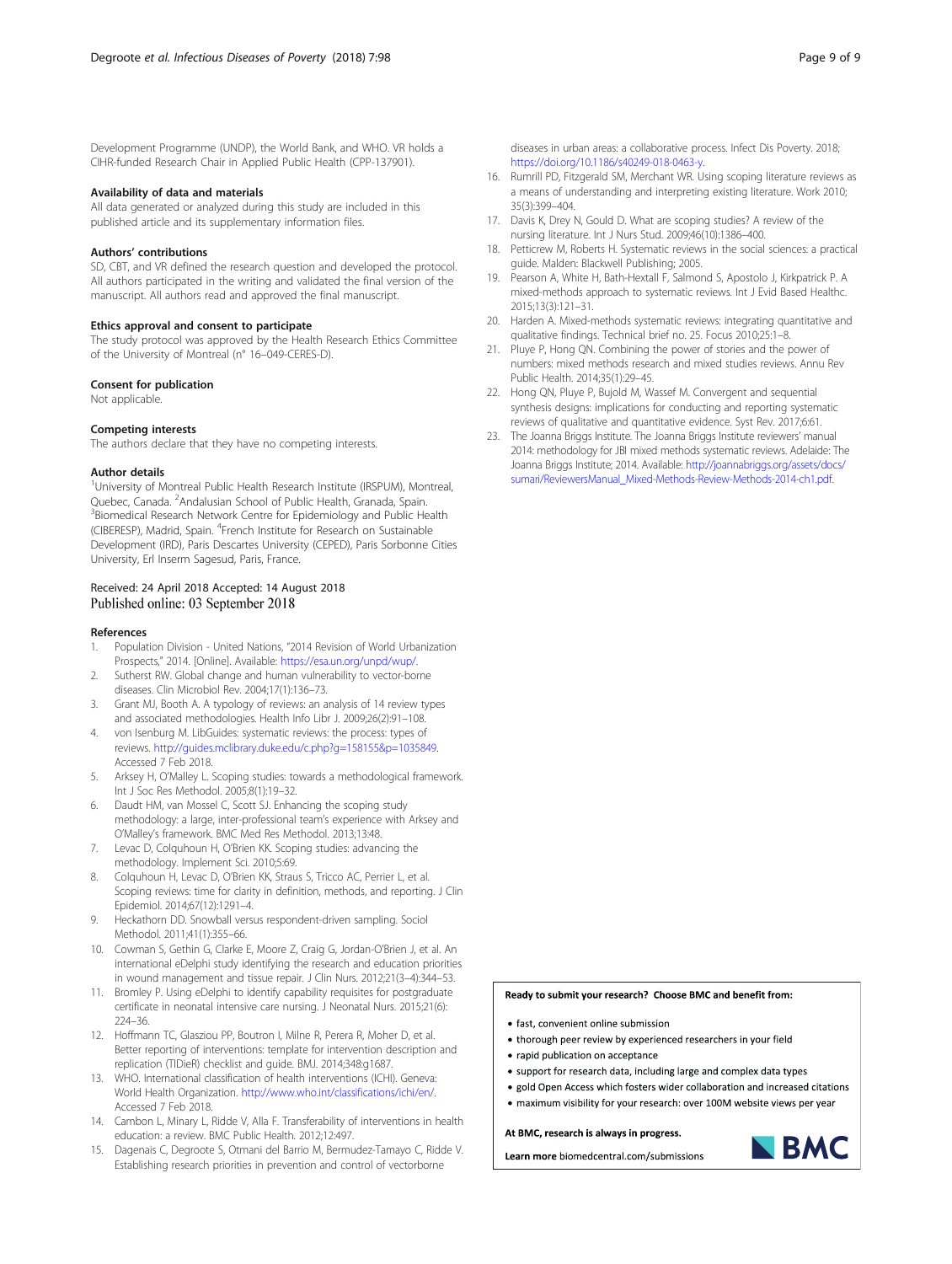Development Programme (UNDP), the World Bank, and WHO. VR holds a CIHR-funded Research Chair in Applied Public Health (CPP-137901).

### Availability of data and materials

All data generated or analyzed during this study are included in this published article and its supplementary information files.

### Authors' contributions

SD, CBT, and VR defined the research question and developed the protocol. All authors participated in the writing and validated the final version of the manuscript. All authors read and approved the final manuscript.

### Ethics approval and consent to participate

The study protocol was approved by the Health Research Ethics Committee of the University of Montreal (n° 16–049-CERES-D).

### Consent for publication

Not applicable.

### Competing interests

The authors declare that they have no competing interests.

### Author details

[1]University of Montreal Public Health Research Institute (IRSPUM), Montreal, Quebec, Canada. [2]Andalusian School of Public Health, Granada, Spain. [3]Biomedical Research Network Centre for Epidemiology and Public Health (CIBERESP), Madrid, Spain. [4]French Institute for Research on Sustainable Development (IRD), Paris Descartes University (CEPED), Paris Sorbonne Cities University, Erl Inserm Sagesud, Paris, France.

Received: 24 April 2018 Accepted: 14 August 2018
Published online: 03 September 2018

### References

1. Population Division - United Nations, "2014 Revision of World Urbanization Prospects," 2014. [Online]. Available: https://esa.un.org/unpd/wup/.
2. Sutherst RW. Global change and human vulnerability to vector-borne diseases. Clin Microbiol Rev. 2004;17(1):136–73.
3. Grant MJ, Booth A. A typology of reviews: an analysis of 14 review types and associated methodologies. Health Info Libr J. 2009;26(2):91–108.
4. von Isenburg M. LibGuides: systematic reviews: the process: types of reviews. http://guides.mclibrary.duke.edu/c.php?g=158155&p=1035849. Accessed 7 Feb 2018.
5. Arksey H, O'Malley L. Scoping studies: towards a methodological framework. Int J Soc Res Methodol. 2005;8(1):19–32.
6. Daudt HM, van Mossel C, Scott SJ. Enhancing the scoping study methodology: a large, inter-professional team's experience with Arksey and O'Malley's framework. BMC Med Res Methodol. 2013;13:48.
7. Levac D, Colquhoun H, O'Brien KK. Scoping studies: advancing the methodology. Implement Sci. 2010;5:69.
8. Colquhoun H, Levac D, O'Brien KK, Straus S, Tricco AC, Perrier L, et al. Scoping reviews: time for clarity in definition, methods, and reporting. J Clin Epidemiol. 2014;67(12):1291–4.
9. Heckathorn DD. Snowball versus respondent-driven sampling. Sociol Methodol. 2011;41(1):355–66.
10. Cowman S, Gethin G, Clarke E, Moore Z, Craig G, Jordan-O'Brien J, et al. An international eDelphi study identifying the research and education priorities in wound management and tissue repair. J Clin Nurs. 2012;21(3–4):344–53.
11. Bromley P. Using eDelphi to identify capability requisites for postgraduate certificate in neonatal intensive care nursing. J Neonatal Nurs. 2015;21(6): 224–36.
12. Hoffmann TC, Glasziou PP, Boutron I, Milne R, Perera R, Moher D, et al. Better reporting of interventions: template for intervention description and replication (TIDieR) checklist and guide. BMJ. 2014;348:g1687.
13. WHO. International classification of health interventions (ICHI). Geneva: World Health Organization. http://www.who.int/classifications/ichi/en/. Accessed 7 Feb 2018.
14. Cambon L, Minary L, Ridde V, Alla F. Transferability of interventions in health education: a review. BMC Public Health. 2012;12:497.
15. Dagenais C, Degroote S, Otmani del Barrio M, Bermudez-Tamayo C, Ridde V. Establishing research priorities in prevention and control of vectorborne diseases in urban areas: a collaborative process. Infect Dis Poverty. 2018; https://doi.org/10.1186/s40249-018-0463-y.
16. Rumrill PD, Fitzgerald SM, Merchant WR. Using scoping literature reviews as a means of understanding and interpreting existing literature. Work 2010; 35(3):399–404.
17. Davis K, Drey N, Gould D. What are scoping studies? A review of the nursing literature. Int J Nurs Stud. 2009;46(10):1386–400.
18. Petticrew M, Roberts H. Systematic reviews in the social sciences: a practical guide. Malden: Blackwell Publishing; 2005.
19. Pearson A, White H, Bath-Hextall F, Salmond S, Apostolo J, Kirkpatrick P. A mixed-methods approach to systematic reviews. Int J Evid Based Healthc. 2015;13(3):121–31.
20. Harden A. Mixed-methods systematic reviews: integrating quantitative and qualitative findings. Technical brief no. 25. Focus 2010;25:1–8.
21. Pluye P, Hong QN. Combining the power of stories and the power of numbers: mixed methods research and mixed studies reviews. Annu Rev Public Health. 2014;35(1):29–45.
22. Hong QN, Pluye P, Bujold M, Wassef M. Convergent and sequential synthesis designs: implications for conducting and reporting systematic reviews of qualitative and quantitative evidence. Syst Rev. 2017;6:61.
23. The Joanna Briggs Institute. The Joanna Briggs Institute reviewers' manual 2014: methodology for JBI mixed methods systematic reviews. Adelaide: The Joanna Briggs Institute; 2014. Available: http://joannabriggs.org/assets/docs/sumari/ReviewersManual_Mixed-Methods-Review-Methods-2014-ch1.pdf.

**Ready to submit your research? Choose BMC and benefit from:**

- fast, convenient online submission
- thorough peer review by experienced researchers in your field
- rapid publication on acceptance
- support for research data, including large and complex data types
- gold Open Access which fosters wider collaboration and increased citations
- maximum visibility for your research: over 100M website views per year

**At BMC, research is always in progress.**

**Learn more** biomedcentral.com/submissions

BMC